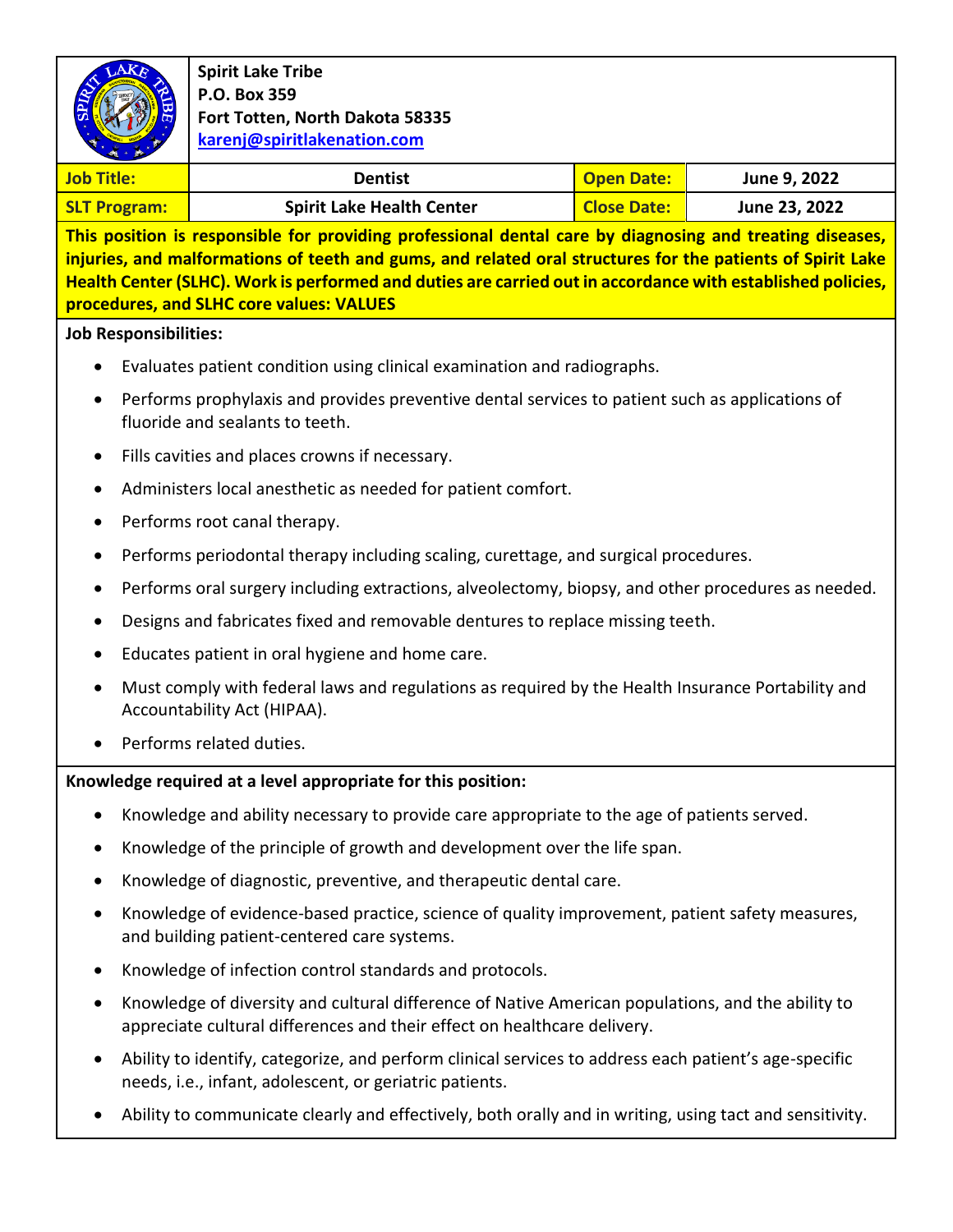**Spirit Lake Tribe**
**P.O. Box 359**
**Fort Totten, North Dakota 58335**
**karenj@spiritlakenation.com**

| **Job Title:** | **Dentist** | **Open Date:** | **June 9, 2022** |
|---|---|---|---|
| **SLT Program:** | **Spirit Lake Health Center** | **Close Date:** | **June 23, 2022** |

**This position is responsible for providing professional dental care by diagnosing and treating diseases, injuries, and malformations of teeth and gums, and related oral structures for the patients of Spirit Lake Health Center (SLHC). Work is performed and duties are carried out in accordance with established policies, procedures, and SLHC core values: VALUES**

**Job Responsibilities:**

- Evaluates patient condition using clinical examination and radiographs.
- Performs prophylaxis and provides preventive dental services to patient such as applications of fluoride and sealants to teeth.
- Fills cavities and places crowns if necessary.
- Administers local anesthetic as needed for patient comfort.
- Performs root canal therapy.
- Performs periodontal therapy including scaling, curettage, and surgical procedures.
- Performs oral surgery including extractions, alveolectomy, biopsy, and other procedures as needed.
- Designs and fabricates fixed and removable dentures to replace missing teeth.
- Educates patient in oral hygiene and home care.
- Must comply with federal laws and regulations as required by the Health Insurance Portability and Accountability Act (HIPAA).
- Performs related duties.

**Knowledge required at a level appropriate for this position:**

- Knowledge and ability necessary to provide care appropriate to the age of patients served.
- Knowledge of the principle of growth and development over the life span.
- Knowledge of diagnostic, preventive, and therapeutic dental care.
- Knowledge of evidence-based practice, science of quality improvement, patient safety measures, and building patient-centered care systems.
- Knowledge of infection control standards and protocols.
- Knowledge of diversity and cultural difference of Native American populations, and the ability to appreciate cultural differences and their effect on healthcare delivery.
- Ability to identify, categorize, and perform clinical services to address each patient's age-specific needs, i.e., infant, adolescent, or geriatric patients.
- Ability to communicate clearly and effectively, both orally and in writing, using tact and sensitivity.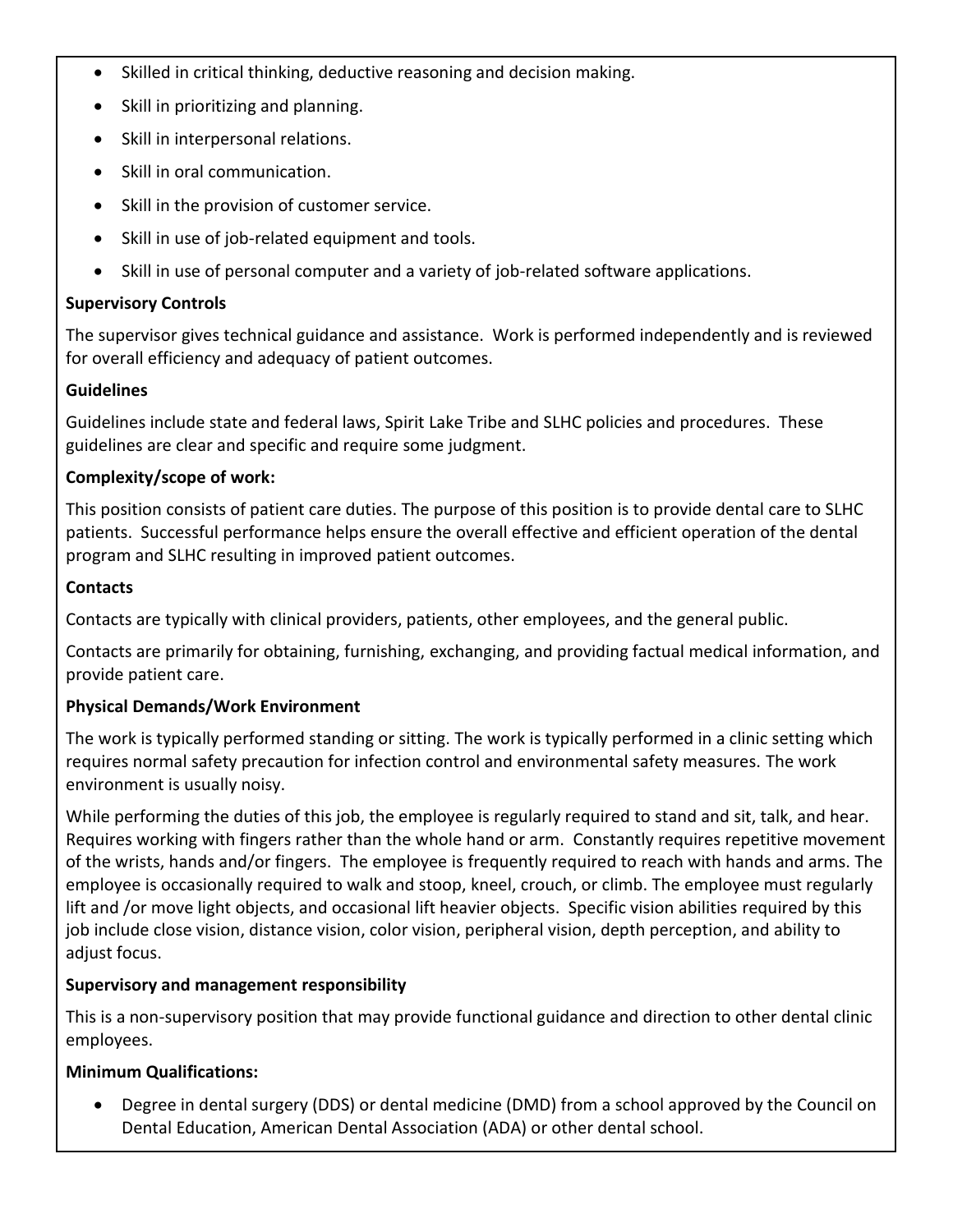- Skilled in critical thinking, deductive reasoning and decision making.
- Skill in prioritizing and planning.
- Skill in interpersonal relations.
- Skill in oral communication.
- Skill in the provision of customer service.
- Skill in use of job-related equipment and tools.
- Skill in use of personal computer and a variety of job-related software applications.

**Supervisory Controls**

The supervisor gives technical guidance and assistance. Work is performed independently and is reviewed for overall efficiency and adequacy of patient outcomes.

**Guidelines**

Guidelines include state and federal laws, Spirit Lake Tribe and SLHC policies and procedures. These guidelines are clear and specific and require some judgment.

**Complexity/scope of work:**

This position consists of patient care duties. The purpose of this position is to provide dental care to SLHC patients. Successful performance helps ensure the overall effective and efficient operation of the dental program and SLHC resulting in improved patient outcomes.

**Contacts**

Contacts are typically with clinical providers, patients, other employees, and the general public.

Contacts are primarily for obtaining, furnishing, exchanging, and providing factual medical information, and provide patient care.

**Physical Demands/Work Environment**

The work is typically performed standing or sitting. The work is typically performed in a clinic setting which requires normal safety precaution for infection control and environmental safety measures. The work environment is usually noisy.

While performing the duties of this job, the employee is regularly required to stand and sit, talk, and hear. Requires working with fingers rather than the whole hand or arm. Constantly requires repetitive movement of the wrists, hands and/or fingers. The employee is frequently required to reach with hands and arms. The employee is occasionally required to walk and stoop, kneel, crouch, or climb. The employee must regularly lift and /or move light objects, and occasional lift heavier objects. Specific vision abilities required by this job include close vision, distance vision, color vision, peripheral vision, depth perception, and ability to adjust focus.

**Supervisory and management responsibility**

This is a non-supervisory position that may provide functional guidance and direction to other dental clinic employees.

**Minimum Qualifications:**

- Degree in dental surgery (DDS) or dental medicine (DMD) from a school approved by the Council on Dental Education, American Dental Association (ADA) or other dental school.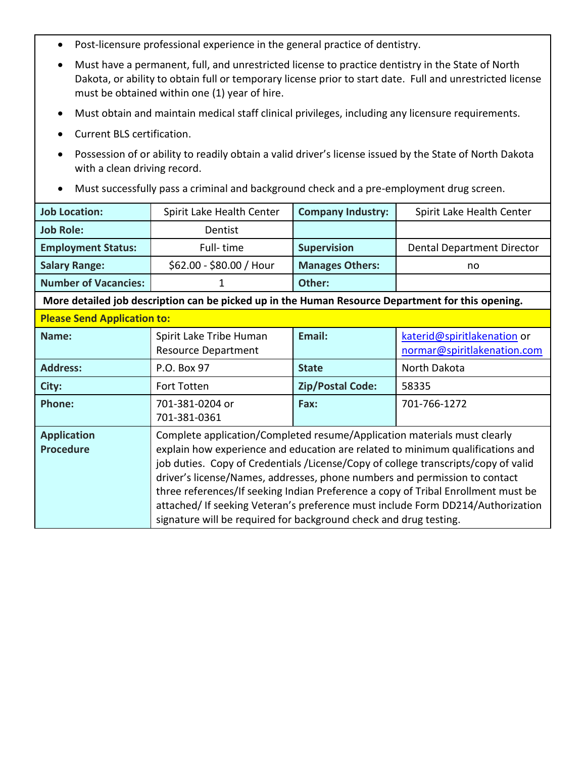- Post-licensure professional experience in the general practice of dentistry.
- Must have a permanent, full, and unrestricted license to practice dentistry in the State of North Dakota, or ability to obtain full or temporary license prior to start date. Full and unrestricted license must be obtained within one (1) year of hire.
- Must obtain and maintain medical staff clinical privileges, including any licensure requirements.
- Current BLS certification.
- Possession of or ability to readily obtain a valid driver's license issued by the State of North Dakota with a clean driving record.
- Must successfully pass a criminal and background check and a pre-employment drug screen.

| | | | |
|---|---|---|---|
| **Job Location:** | Spirit Lake Health Center | **Company Industry:** | Spirit Lake Health Center |
| **Job Role:** | Dentist | | |
| **Employment Status:** | Full- time | **Supervision** | Dental Department Director |
| **Salary Range:** | $62.00 - $80.00 / Hour | **Manages Others:** | no |
| **Number of Vacancies:** | 1 | **Other:** | |
| **More detailed job description can be picked up in the Human Resource Department for this opening.** | | | |
| **Please Send Application to:** | | | |
| **Name:** | Spirit Lake Tribe Human Resource Department | **Email:** | katerid@spiritlakenation or normar@spiritlakenation.com |
| **Address:** | P.O. Box 97 | **State** | North Dakota |
| **City:** | Fort Totten | **Zip/Postal Code:** | 58335 |
| **Phone:** | 701-381-0204 or 701-381-0361 | **Fax:** | 701-766-1272 |
| **Application Procedure** | Complete application/Completed resume/Application materials must clearly explain how experience and education are related to minimum qualifications and job duties. Copy of Credentials /License/Copy of college transcripts/copy of valid driver's license/Names, addresses, phone numbers and permission to contact three references/If seeking Indian Preference a copy of Tribal Enrollment must be attached/ If seeking Veteran's preference must include Form DD214/Authorization signature will be required for background check and drug testing. | | |